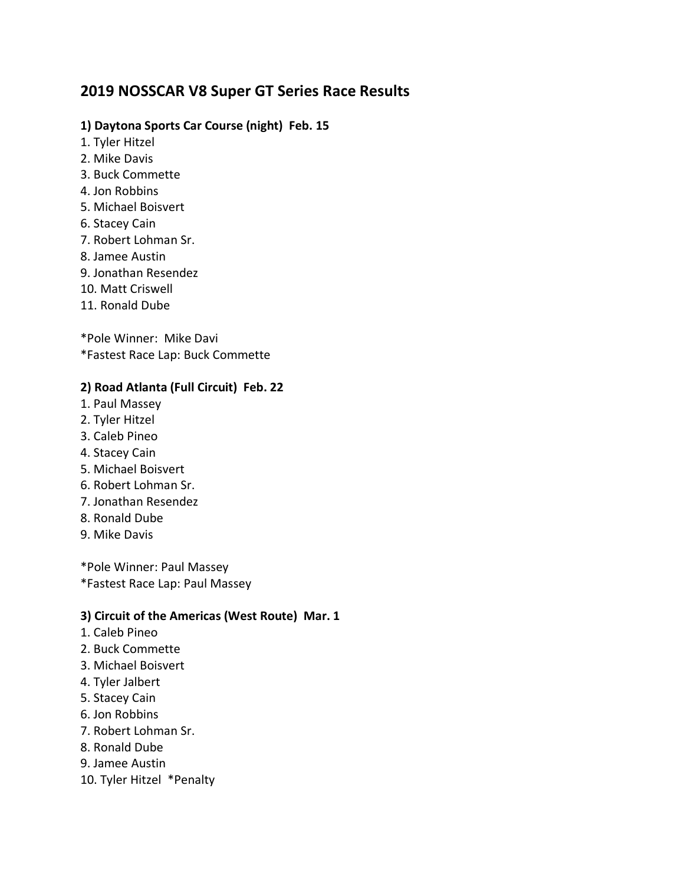# 2019 NOSSCAR V8 Super GT Series Race Results

### 1) Daytona Sports Car Course (night)  Feb. 15

1. Tyler Hitzel
2. Mike Davis
3. Buck Commette
4. Jon Robbins
5. Michael Boisvert
6. Stacey Cain
7. Robert Lohman Sr.
8. Jamee Austin
9. Jonathan Resendez
10. Matt Criswell
11. Ronald Dube

*Pole Winner:  Mike Davi
*Fastest Race Lap: Buck Commette

### 2) Road Atlanta (Full Circuit)  Feb. 22

1. Paul Massey
2. Tyler Hitzel
3. Caleb Pineo
4. Stacey Cain
5. Michael Boisvert
6. Robert Lohman Sr.
7. Jonathan Resendez
8. Ronald Dube
9. Mike Davis

*Pole Winner: Paul Massey
*Fastest Race Lap: Paul Massey

### 3) Circuit of the Americas (West Route)  Mar. 1

1. Caleb Pineo
2. Buck Commette
3. Michael Boisvert
4. Tyler Jalbert
5. Stacey Cain
6. Jon Robbins
7. Robert Lohman Sr.
8. Ronald Dube
9. Jamee Austin
10. Tyler Hitzel  *Penalty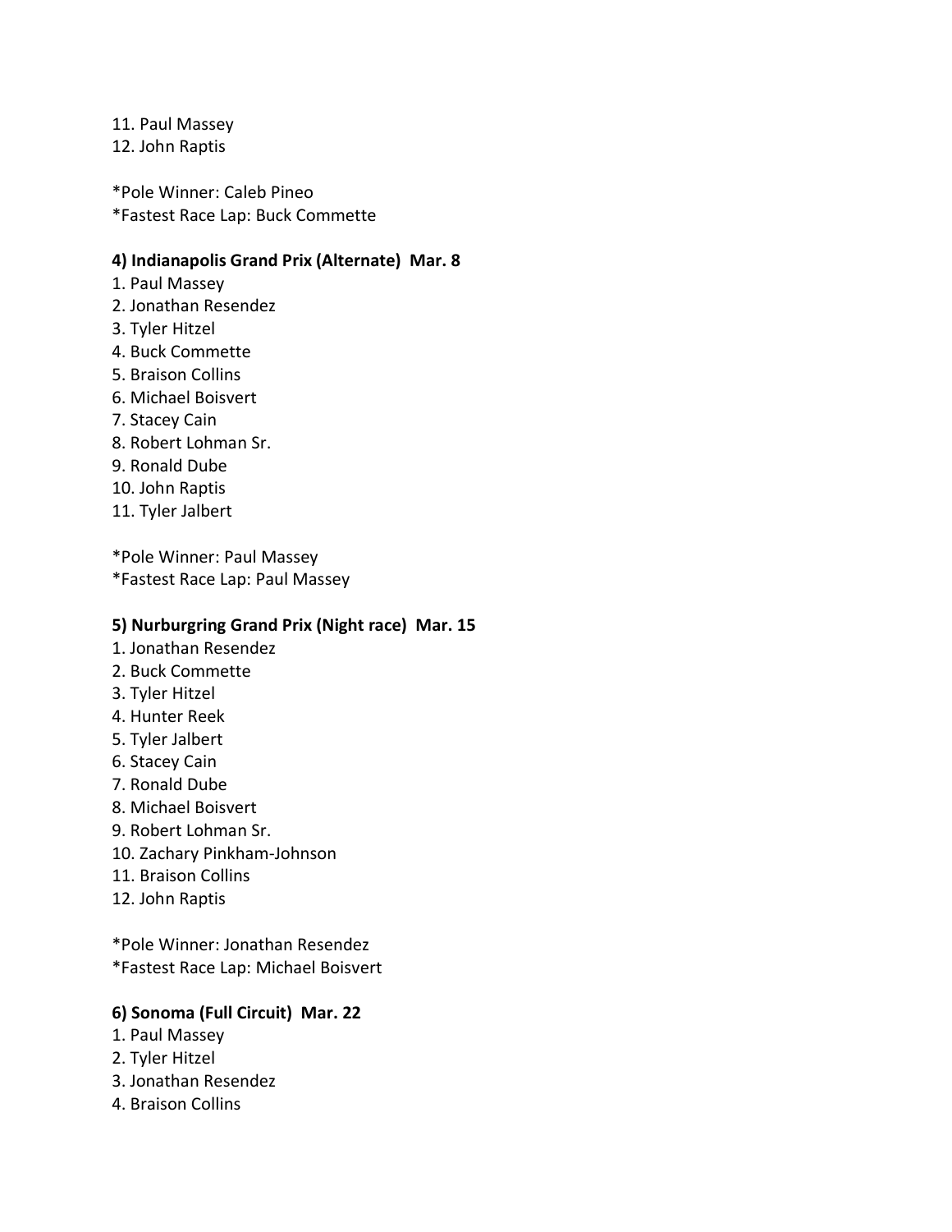11. Paul Massey
12. John Raptis

*Pole Winner: Caleb Pineo
*Fastest Race Lap: Buck Commette

**4) Indianapolis Grand Prix (Alternate)  Mar. 8**

1. Paul Massey
2. Jonathan Resendez
3. Tyler Hitzel
4. Buck Commette
5. Braison Collins
6. Michael Boisvert
7. Stacey Cain
8. Robert Lohman Sr.
9. Ronald Dube
10. John Raptis
11. Tyler Jalbert

*Pole Winner: Paul Massey
*Fastest Race Lap: Paul Massey

**5) Nurburgring Grand Prix (Night race)  Mar. 15**

1. Jonathan Resendez
2. Buck Commette
3. Tyler Hitzel
4. Hunter Reek
5. Tyler Jalbert
6. Stacey Cain
7. Ronald Dube
8. Michael Boisvert
9. Robert Lohman Sr.
10. Zachary Pinkham-Johnson
11. Braison Collins
12. John Raptis

*Pole Winner: Jonathan Resendez
*Fastest Race Lap: Michael Boisvert

**6) Sonoma (Full Circuit)  Mar. 22**

1. Paul Massey
2. Tyler Hitzel
3. Jonathan Resendez
4. Braison Collins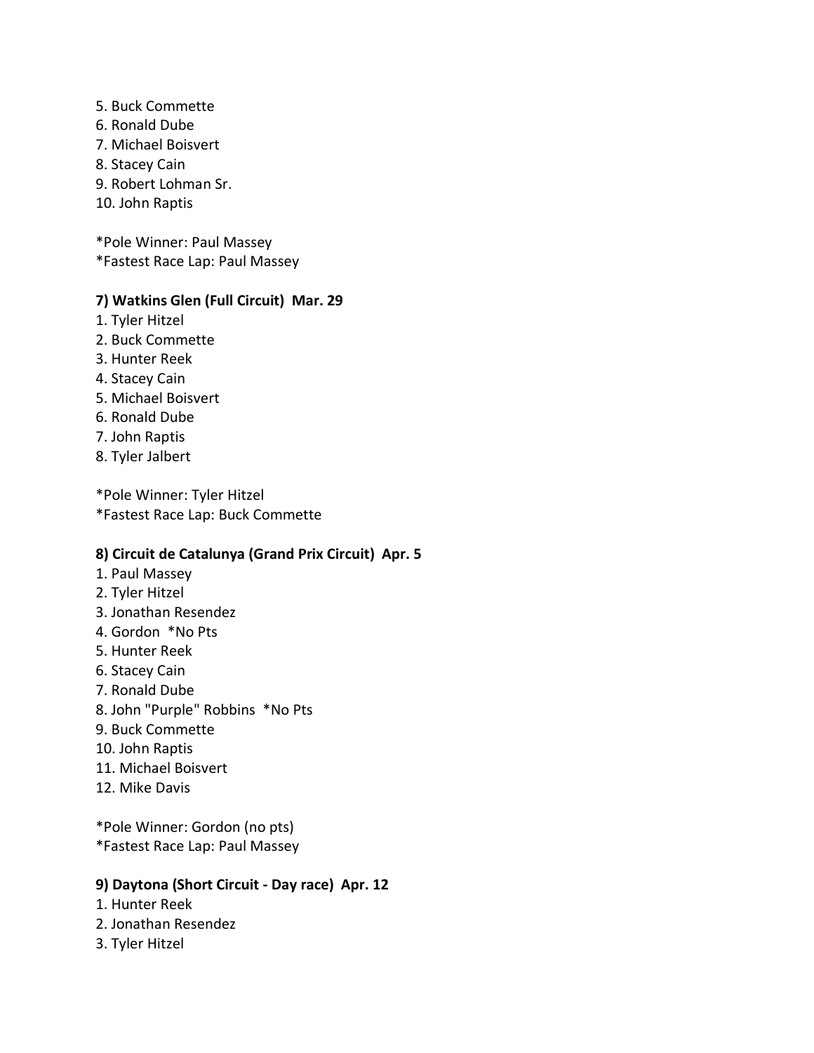5. Buck Commette
6. Ronald Dube
7. Michael Boisvert
8. Stacey Cain
9. Robert Lohman Sr.
10. John Raptis

*Pole Winner: Paul Massey
*Fastest Race Lap: Paul Massey

**7) Watkins Glen (Full Circuit) Mar. 29**

1. Tyler Hitzel
2. Buck Commette
3. Hunter Reek
4. Stacey Cain
5. Michael Boisvert
6. Ronald Dube
7. John Raptis
8. Tyler Jalbert

*Pole Winner: Tyler Hitzel
*Fastest Race Lap: Buck Commette

**8) Circuit de Catalunya (Grand Prix Circuit) Apr. 5**

1. Paul Massey
2. Tyler Hitzel
3. Jonathan Resendez
4. Gordon *No Pts
5. Hunter Reek
6. Stacey Cain
7. Ronald Dube
8. John "Purple" Robbins *No Pts
9. Buck Commette
10. John Raptis
11. Michael Boisvert
12. Mike Davis

*Pole Winner: Gordon (no pts)
*Fastest Race Lap: Paul Massey

**9) Daytona (Short Circuit - Day race) Apr. 12**

1. Hunter Reek
2. Jonathan Resendez
3. Tyler Hitzel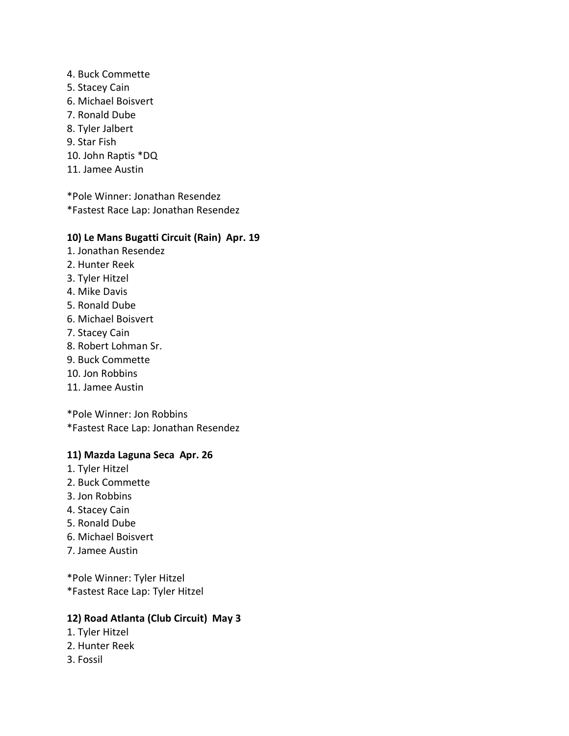4. Buck Commette
5. Stacey Cain
6. Michael Boisvert
7. Ronald Dube
8. Tyler Jalbert
9. Star Fish
10. John Raptis *DQ
11. Jamee Austin

*Pole Winner: Jonathan Resendez
*Fastest Race Lap: Jonathan Resendez

**10) Le Mans Bugatti Circuit (Rain) Apr. 19**

1. Jonathan Resendez
2. Hunter Reek
3. Tyler Hitzel
4. Mike Davis
5. Ronald Dube
6. Michael Boisvert
7. Stacey Cain
8. Robert Lohman Sr.
9. Buck Commette
10. Jon Robbins
11. Jamee Austin

*Pole Winner: Jon Robbins
*Fastest Race Lap: Jonathan Resendez

**11) Mazda Laguna Seca Apr. 26**

1. Tyler Hitzel
2. Buck Commette
3. Jon Robbins
4. Stacey Cain
5. Ronald Dube
6. Michael Boisvert
7. Jamee Austin

*Pole Winner: Tyler Hitzel
*Fastest Race Lap: Tyler Hitzel

**12) Road Atlanta (Club Circuit) May 3**

1. Tyler Hitzel
2. Hunter Reek
3. Fossil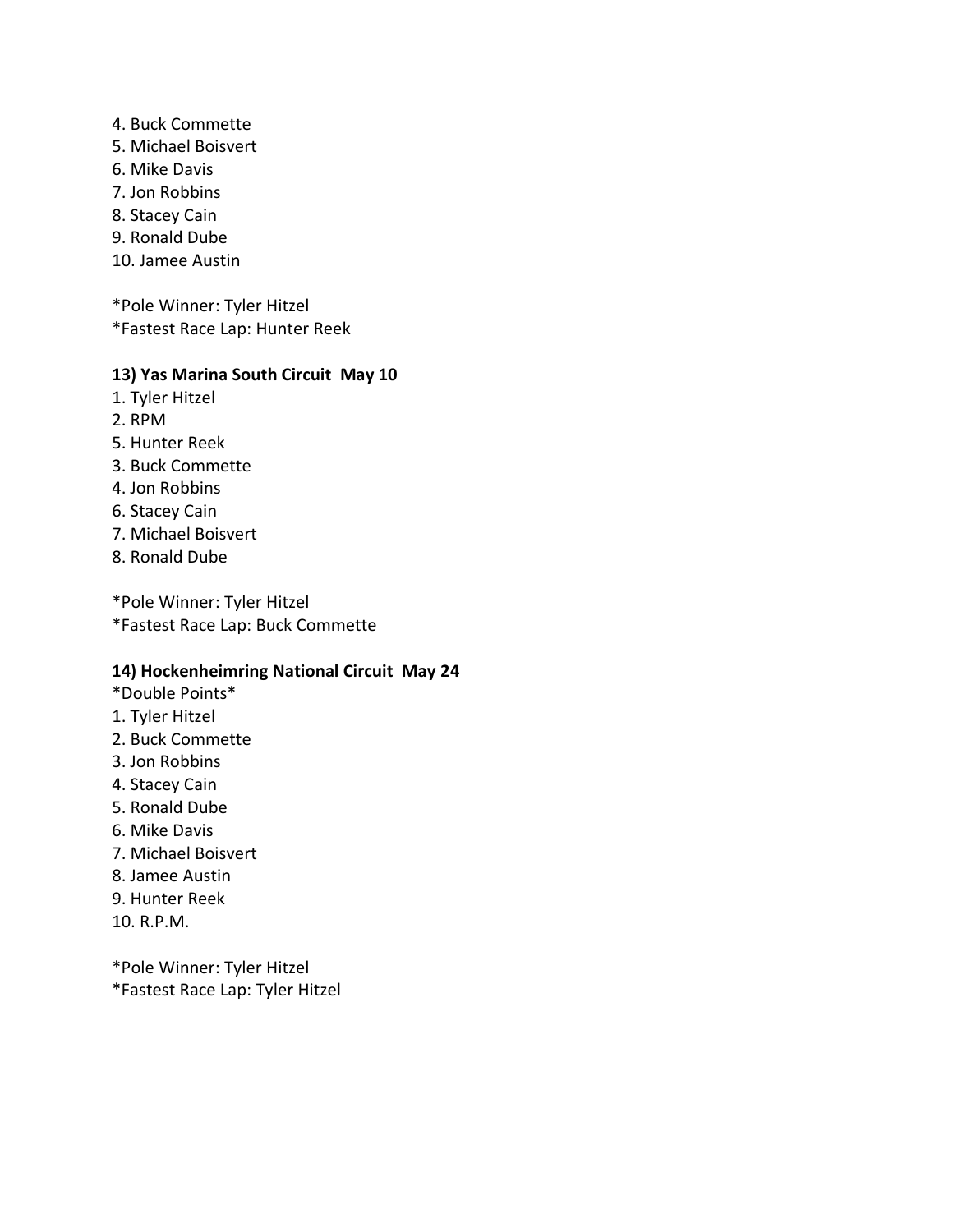4. Buck Commette
5. Michael Boisvert
6. Mike Davis
7. Jon Robbins
8. Stacey Cain
9. Ronald Dube
10. Jamee Austin

*Pole Winner: Tyler Hitzel
*Fastest Race Lap: Hunter Reek

**13) Yas Marina South Circuit  May 10**

1. Tyler Hitzel
2. RPM
5. Hunter Reek
3. Buck Commette
4. Jon Robbins
6. Stacey Cain
7. Michael Boisvert
8. Ronald Dube

*Pole Winner: Tyler Hitzel
*Fastest Race Lap: Buck Commette

**14) Hockenheimring National Circuit  May 24**

*Double Points*

1. Tyler Hitzel
2. Buck Commette
3. Jon Robbins
4. Stacey Cain
5. Ronald Dube
6. Mike Davis
7. Michael Boisvert
8. Jamee Austin
9. Hunter Reek
10. R.P.M.

*Pole Winner: Tyler Hitzel
*Fastest Race Lap: Tyler Hitzel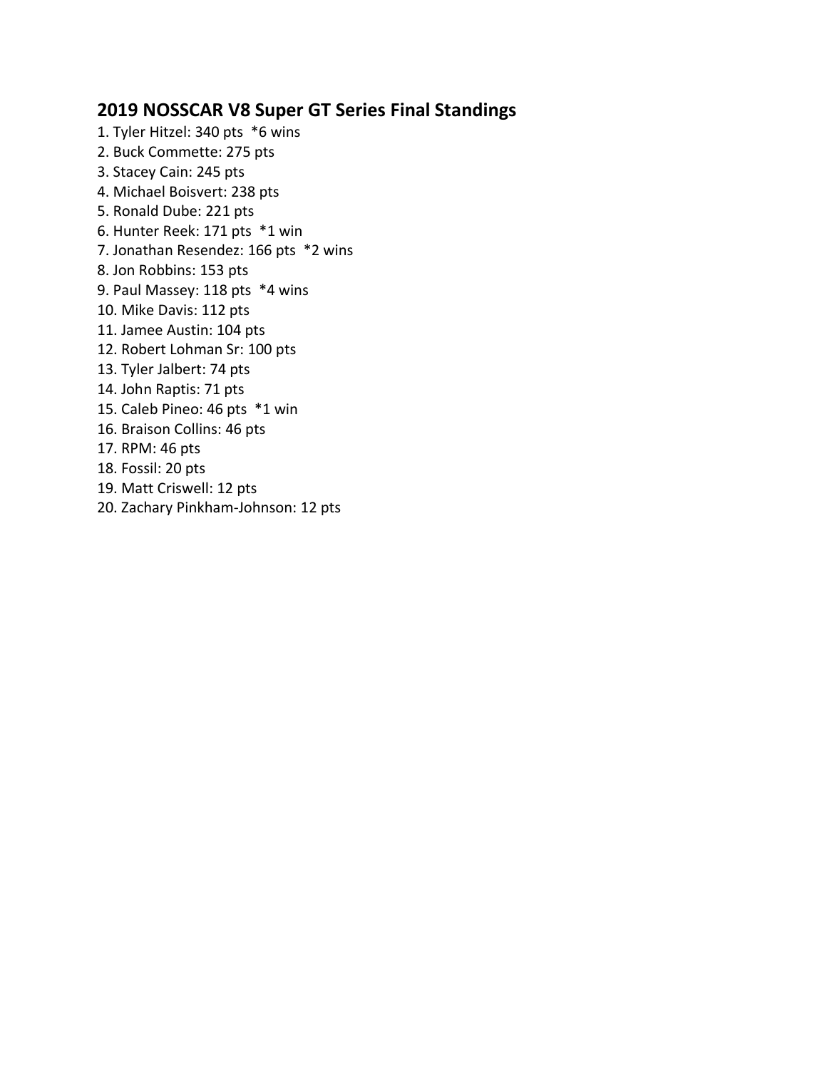## 2019 NOSSCAR V8 Super GT Series Final Standings

1. Tyler Hitzel: 340 pts *6 wins
2. Buck Commette: 275 pts
3. Stacey Cain: 245 pts
4. Michael Boisvert: 238 pts
5. Ronald Dube: 221 pts
6. Hunter Reek: 171 pts *1 win
7. Jonathan Resendez: 166 pts *2 wins
8. Jon Robbins: 153 pts
9. Paul Massey: 118 pts *4 wins
10. Mike Davis: 112 pts
11. Jamee Austin: 104 pts
12. Robert Lohman Sr: 100 pts
13. Tyler Jalbert: 74 pts
14. John Raptis: 71 pts
15. Caleb Pineo: 46 pts *1 win
16. Braison Collins: 46 pts
17. RPM: 46 pts
18. Fossil: 20 pts
19. Matt Criswell: 12 pts
20. Zachary Pinkham-Johnson: 12 pts